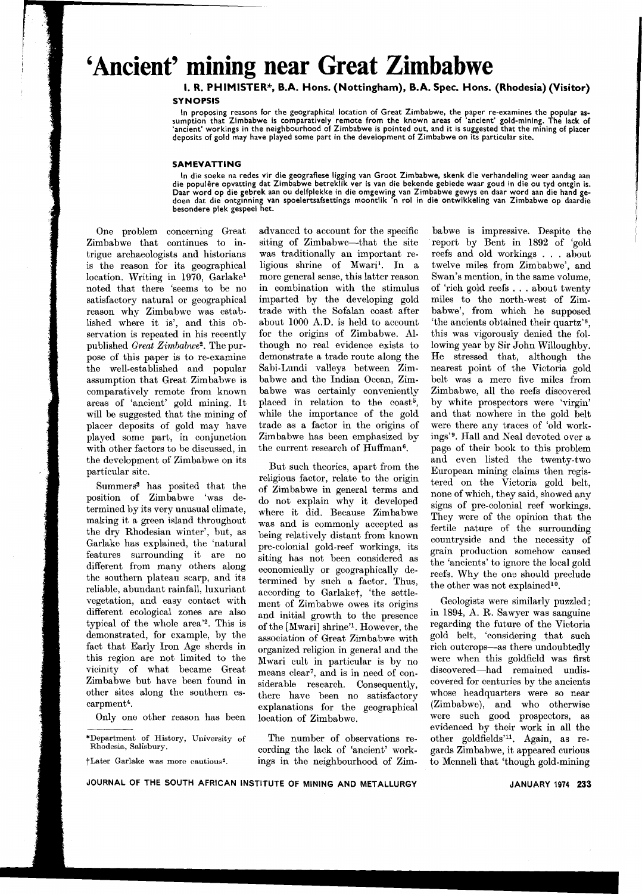# 'Ancient' mining near Great Zimbabwe

**I. R. PHIMISTER\*, B.A. Hons. (Nottingham), B.A. Spec. Hons. (Rhodesia) (Visitor)**

### SYNOPSIS

In proposing reasons for the geographical location of Great Zimbabwe, the paper re-examines the popular assumption that Zimbabwe is comparatively remote from the known areas of 'ancient' gold-mining. The lack of 'ancient' workings in the neighbourhood of Zimbabwe is pointed out, and it is suggested that the mining of placer deposits of gold may have played some part in the development of Zimbabwe on its particular site.

### SAMEVATTING

In die soeke na redes vir die geografiese ligging van Groot Zimbabwe, skenk die verhandeling weer aandag aan die populêre opvatting dat Zimbabwe betreklik ver is van die bekende gebiede waar goud in die ou tyd ontgin is. Daar word op die gebrek aan ou delfplekke in die omgewing van Zimbabwe gewys en daar word aan die hand gedoen dat die ontginning van spoelertsafsettings moontlik 'n rol in die ontwikkeling van Zimbabwe op daardie besondere plek gespeel het.

One problem concerning Great Zimbabwe that continues to intrigue archaeologists and historians is the reason for its geographical location. Writing in 1970, Garlake[1] noted that there 'seems to be no satisfactory natural or geographical reason why Zimbabwe was established where it is', and this observation is repeated in his recently published *Great Zimbabwe*[2]. The purpose of this paper is to re-examine the well-established and popular assumption that Great Zimbabwe is comparatively remote from known areas of 'ancient' gold mining. It will be suggested that the mining of placer deposits of gold may have played some part, in conjunction with other factors to be discussed, in the development of Zimbabwe on its particular site.

Summers[3] has posited that the position of Zimbabwe 'was determined by its very unusual climate, making it a green island throughout the dry Rhodesian winter', but, as Garlake has explained, the 'natural features surrounding it are no different from many others along the southern plateau scarp, and its reliable, abundant rainfall, luxuriant vegetation, and easy contact with different ecological zones are also typical of the whole area'[2]. This is demonstrated, for example, by the fact that Early Iron Age sherds in this region are not limited to the vicinity of what became Great Zimbabwe but have been found in other sites along the southern escarpment[4].

Only one other reason has been advanced to account for the specific siting of Zimbabwe—that the site was traditionally an important religious shrine of Mwari[1]. In a more general sense, this latter reason in combination with the stimulus imparted by the developing gold trade with the Sofalan coast after about 1000 A.D. is held to account for the origins of Zimbabwe. Although no real evidence exists to demonstrate a trade route along the Sabi-Lundi valleys between Zimbabwe and the Indian Ocean, Zimbabwe was certainly conveniently placed in relation to the coast[5], while the importance of the gold trade as a factor in the origins of Zimbabwe has been emphasized by the current research of Huffman[6].

But such theories, apart from the religious factor, relate to the origin of Zimbabwe in general terms and do not explain why it developed where it did. Because Zimbabwe was and is commonly accepted as being relatively distant from known pre-colonial gold-reef workings, its siting has not been considered as economically or geographically determined by such a factor. Thus, according to Garlake†, 'the settlement of Zimbabwe owes its origins and initial growth to the presence of the [Mwari] shrine'[1]. However, the association of Great Zimbabwe with organized religion in general and the Mwari cult in particular is by no means clear[7], and is in need of considerable research. Consequently, there have been no satisfactory explanations for the geographical location of Zimbabwe.

The number of observations recording the lack of 'ancient' workings in the neighbourhood of Zimbabwe is impressive. Despite the report by Bent in 1892 of 'gold reefs and old workings . . . about twelve miles from Zimbabwe', and Swan's mention, in the same volume, of 'rich gold reefs . . . about twenty miles to the north-west of Zimbabwe', from which he supposed 'the ancients obtained their quartz'[8], this was vigorously denied the following year by Sir John Willoughby. He stressed that, although the nearest point of the Victoria gold belt was a mere five miles from Zimbabwe, all the reefs discovered by white prospectors were 'virgin' and that nowhere in the gold belt were there any traces of 'old workings'[9]. Hall and Neal devoted over a page of their book to this problem and even listed the twenty-two European mining claims then registered on the Victoria gold belt, none of which, they said, showed any signs of pre-colonial reef workings. They were of the opinion that the fertile nature of the surrounding countryside and the necessity of grain production somehow caused the 'ancients' to ignore the local gold reefs. Why the one should preclude the other was not explained[10].

Geologists were similarly puzzled; in 1894, A. R. Sawyer was sanguine regarding the future of the Victoria gold belt, 'considering that such rich outcrops—as there undoubtedly were when this goldfield was first discovered—had remained undiscovered for centuries by the ancients whose headquarters were so near (Zimbabwe), and who otherwise were such good prospectors, as evidenced by their work in all the other goldfields'[11]. Again, as regards Zimbabwe, it appeared curious to Mennell that 'though gold-mining

\*Department of History, University of Rhodesia, Salisbury.

†Later Garlake was more cautious[2].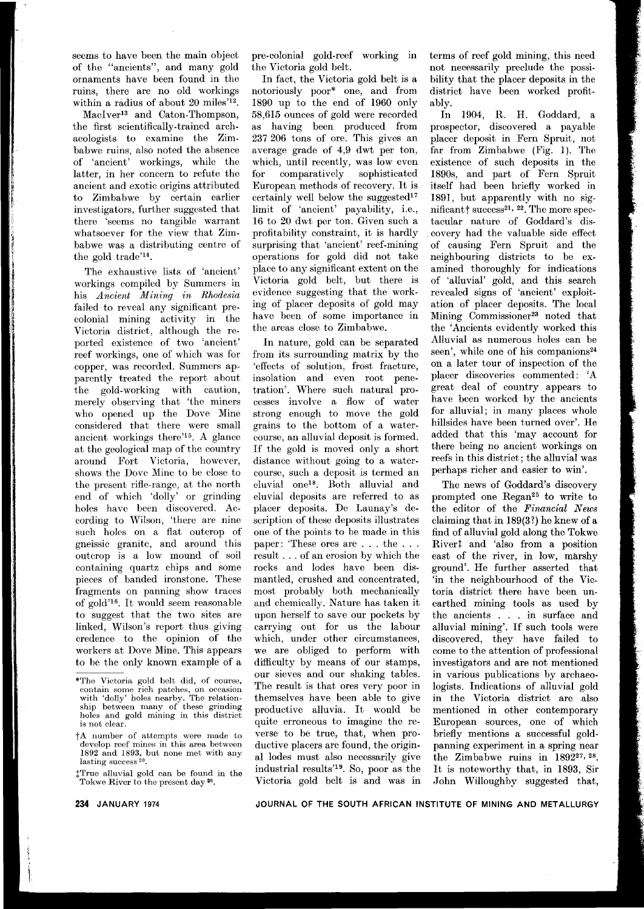seems to have been the main object of the "ancients", and many gold ornaments have been found in the ruins, there are no old workings within a radius of about 20 miles'[12].

MacIver[13] and Caton-Thompson, the first scientifically-trained archaeologists to examine the Zimbabwe ruins, also noted the absence of 'ancient' workings, while the latter, in her concern to refute the ancient and exotic origins attributed to Zimbabwe by certain earlier investigators, further suggested that there 'seems no tangible warrant whatsoever for the view that Zimbabwe was a distributing centre of the gold trade'[14].

The exhaustive lists of 'ancient' workings compiled by Summers in his *Ancient Mining in Rhodesia* failed to reveal any significant precolonial mining activity in the Victoria district, although the reported existence of two 'ancient' reef workings, one of which was for copper, was recorded. Summers apparently treated the report about the gold-working with caution, merely observing that 'the miners who opened up the Dove Mine considered that there were small ancient workings there'[15]. A glance at the geological map of the country around Fort Victoria, however, shows the Dove Mine to be close to the present rifle-range, at the north end of which 'dolly' or grinding holes have been discovered. According to Wilson, 'there are nine such holes on a flat outcrop of gneissic granite, and around this outcrop is a low mound of soil containing quartz chips and some pieces of banded ironstone. These fragments on panning show traces of gold'[16]. It would seem reasonable to suggest that the two sites are linked, Wilson's report thus giving credence to the opinion of the workers at Dove Mine. This appears to be the only known example of a pre-colonial gold-reef working in the Victoria gold belt.

In fact, the Victoria gold belt is a notoriously poor* one, and from 1890 up to the end of 1960 only 58,615 ounces of gold were recorded as having been produced from 237 206 tons of ore. This gives an average grade of 4,9 dwt per ton, which, until recently, was low even for comparatively sophisticated European methods of recovery. It is certainly well below the suggested[17] limit of 'ancient' payability, i.e., 16 to 20 dwt per ton. Given such a profitability constraint, it is hardly surprising that 'ancient' reef-mining operations for gold did not take place to any significant extent on the Victoria gold belt, but there is evidence suggesting that the working of placer deposits of gold may have been of some importance in the areas close to Zimbabwe.

In nature, gold can be separated from its surrounding matrix by the 'effects of solution, frost fracture, insolation and even root penetration'. Where such natural processes involve a flow of water strong enough to move the gold grains to the bottom of a watercourse, an alluvial deposit is formed. If the gold is moved only a short distance without going to a watercourse, such a deposit is termed an eluvial one[18]. Both alluvial and eluvial deposits are referred to as placer deposits. De Launay's description of these deposits illustrates one of the points to be made in this paper: 'These ores are . . . the . . . result . . . of an erosion by which the rocks and lodes have been dismantled, crushed and concentrated, most probably both mechanically and chemically. Nature has taken it upon herself to save our pockets by carrying out for us the labour which, under other circumstances, we are obliged to perform with difficulty by means of our stamps, our sieves and our shaking tables. The result is that ores very poor in themselves have been able to give productive alluvia. It would be quite erroneous to imagine the reverse to be true, that, when productive placers are found, the original lodes must also necessarily give industrial results'[19]. So, poor as the Victoria gold belt is and was in terms of reef gold mining, this need not necessarily preclude the possibility that the placer deposits in the district have been worked profitably.

In 1904, R. H. Goddard, a prospector, discovered a payable placer deposit in Fern Spruit, not far from Zimbabwe (Fig. 1). The existence of such deposits in the 1890s, and part of Fern Spruit itself had been briefly worked in 1891, but apparently with no significant† success[21, 22]. The more spectacular nature of Goddard's discovery had the valuable side effect of causing Fern Spruit and the neighbouring districts to be examined thoroughly for indications of 'alluvial' gold, and this search revealed signs of 'ancient' exploitation of placer deposits. The local Mining Commissioner[23] noted that the 'Ancients evidently worked this Alluvial as numerous holes can be seen', while one of his companions[24] on a later tour of inspection of the placer discoveries commented: 'A great deal of country appears to have been worked by the ancients for alluvial; in many places whole hillsides have been turned over'. He added that this 'may account for there being no ancient workings on reefs in this district; the alluvial was perhaps richer and easier to win'.

The news of Goddard's discovery prompted one Regan[25] to write to the editor of the *Financial News* claiming that in 189(3?) he knew of a find of alluvial gold along the Tokwe River‡ and 'also from a position east of the river, in low, marshy ground'. He further asserted that 'in the neighbourhood of the Victoria district there have been unearthed mining tools as used by the ancients . . . in surface and alluvial mining'. If such tools were discovered, they have failed to come to the attention of professional investigators and are not mentioned in various publications by archaeologists. Indications of alluvial gold in the Victoria district are also mentioned in other contemporary European sources, one of which briefly mentions a successful gold-panning experiment in a spring near the Zimbabwe ruins in 1892[27, 28]. It is noteworthy that, in 1893, Sir John Willoughby suggested that,

---

*The Victoria gold belt did, of course, contain some rich patches, on occasion with 'dolly' holes nearby. The relationship between many of these grinding holes and gold mining in this district is not clear.

†A number of attempts were made to develop reef mines in this area between 1892 and 1893, but none met with any lasting success[20].

‡True alluvial gold can be found in the Tokwe River to the present day[26].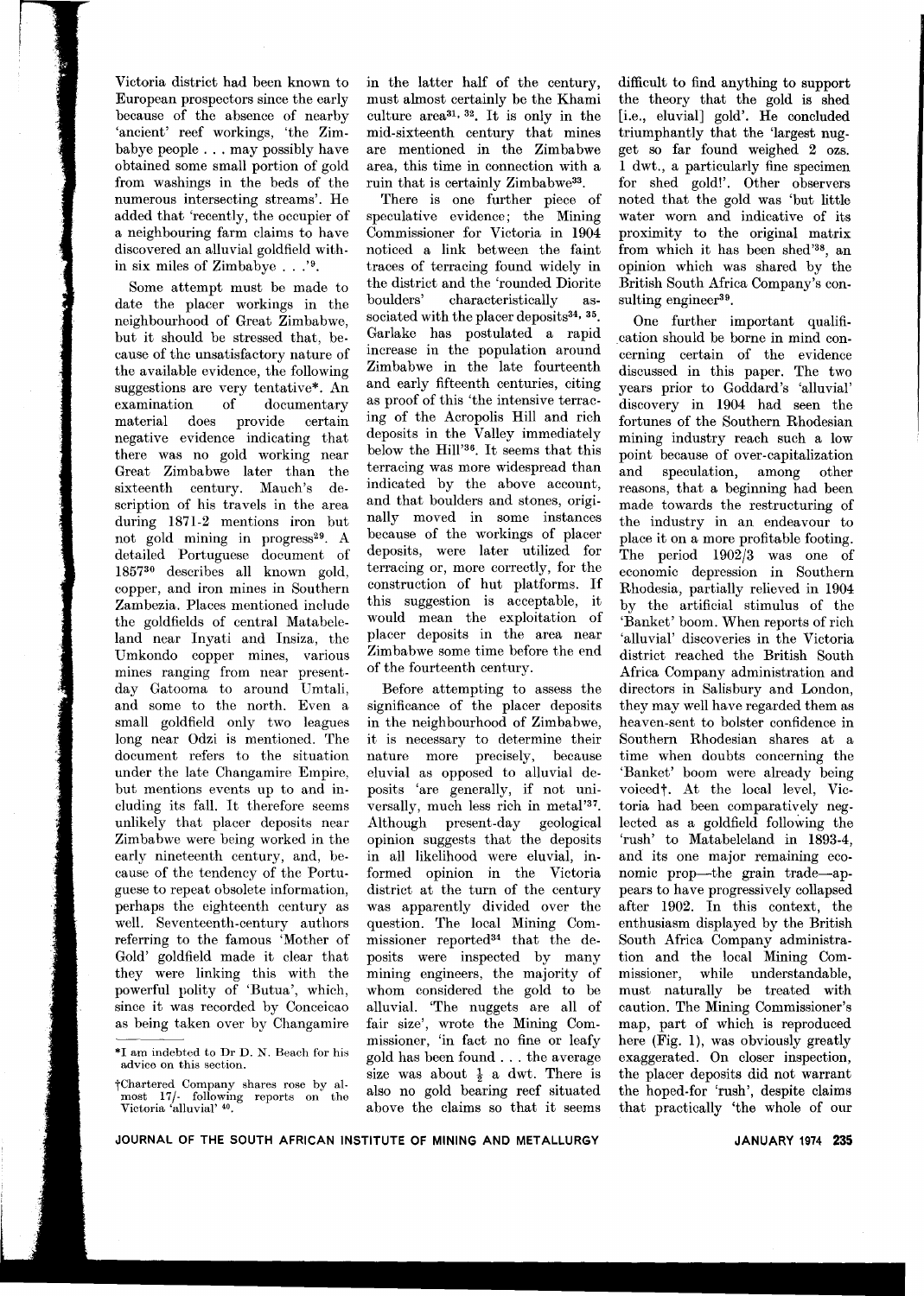Victoria district had been known to European prospectors since the early because of the absence of nearby 'ancient' reef workings, 'the Zimbabye people . . . may possibly have obtained some small portion of gold from washings in the beds of the numerous intersecting streams'. He added that 'recently, the occupier of a neighbouring farm claims to have discovered an alluvial goldfield within six miles of Zimbabye . . .'[9].

Some attempt must be made to date the placer workings in the neighbourhood of Great Zimbabwe, but it should be stressed that, because of the unsatisfactory nature of the available evidence, the following suggestions are very tentative*. An examination of documentary material does provide certain negative evidence indicating that there was no gold working near Great Zimbabwe later than the sixteenth century. Mauch's description of his travels in the area during 1871-2 mentions iron but not gold mining in progress[29]. A detailed Portuguese document of 1857[30] describes all known gold, copper, and iron mines in Southern Zambezia. Places mentioned include the goldfields of central Matabeleland near Inyati and Insiza, the Umkondo copper mines, various mines ranging from near present-day Gatooma to around Umtali, and some to the north. Even a small goldfield only two leagues long near Odzi is mentioned. The document refers to the situation under the late Changamire Empire, but mentions events up to and including its fall. It therefore seems unlikely that placer deposits near Zimbabwe were being worked in the early nineteenth century, and, because of the tendency of the Portuguese to repeat obsolete information, perhaps the eighteenth century as well. Seventeenth-century authors referring to the famous 'Mother of Gold' goldfield made it clear that they were linking this with the powerful polity of 'Butua', which, since it was recorded by Conceicao as being taken over by Changamire in the latter half of the century, must almost certainly be the Khami culture area[31, 32]. It is only in the mid-sixteenth century that mines are mentioned in the Zimbabwe area, this time in connection with a ruin that is certainly Zimbabwe[33].

There is one further piece of speculative evidence; the Mining Commissioner for Victoria in 1904 noticed a link between the faint traces of terracing found widely in the district and the 'rounded Diorite boulders' characteristically associated with the placer deposits[34, 35]. Garlake has postulated a rapid increase in the population around Zimbabwe in the late fourteenth and early fifteenth centuries, citing as proof of this 'the intensive terracing of the Acropolis Hill and rich deposits in the Valley immediately below the Hill'[36]. It seems that this terracing was more widespread than indicated by the above account, and that boulders and stones, originally moved in some instances because of the workings of placer deposits, were later utilized for terracing or, more correctly, for the construction of hut platforms. If this suggestion is acceptable, it would mean the exploitation of placer deposits in the area near Zimbabwe some time before the end of the fourteenth century.

Before attempting to assess the significance of the placer deposits in the neighbourhood of Zimbabwe, it is necessary to determine their nature more precisely, because eluvial as opposed to alluvial deposits 'are generally, if not universally, much less rich in metal'[37]. Although present-day geological opinion suggests that the deposits in all likelihood were eluvial, informed opinion in the Victoria district at the turn of the century was apparently divided over the question. The local Mining Commissioner reported[34] that the deposits were inspected by many mining engineers, the majority of whom considered the gold to be alluvial. 'The nuggets are all of fair size', wrote the Mining Commissioner, 'in fact no fine or leafy gold has been found . . . the average size was about ½ a dwt. There is also no gold bearing reef situated above the claims so that it seems difficult to find anything to support the theory that the gold is shed [i.e., eluvial] gold'. He concluded triumphantly that the 'largest nugget so far found weighed 2 ozs. 1 dwt., a particularly fine specimen for shed gold!'. Other observers noted that the gold was 'but little water worn and indicative of its proximity to the original matrix from which it has been shed'[38], an opinion which was shared by the British South Africa Company's consulting engineer[39].

One further important qualification should be borne in mind concerning certain of the evidence discussed in this paper. The two years prior to Goddard's 'alluvial' discovery in 1904 had seen the fortunes of the Southern Rhodesian mining industry reach such a low point because of over-capitalization and speculation, among other reasons, that a beginning had been made towards the restructuring of the industry in an endeavour to place it on a more profitable footing. The period 1902/3 was one of economic depression in Southern Rhodesia, partially relieved in 1904 by the artificial stimulus of the 'Banket' boom. When reports of rich 'alluvial' discoveries in the Victoria district reached the British South Africa Company administration and directors in Salisbury and London, they may well have regarded them as heaven-sent to bolster confidence in Southern Rhodesian shares at a time when doubts concerning the 'Banket' boom were already being voiced†. At the local level, Victoria had been comparatively neglected as a goldfield following the 'rush' to Matabeleland in 1893-4, and its one major remaining economic prop—the grain trade—appears to have progressively collapsed after 1902. In this context, the enthusiasm displayed by the British South Africa Company administration and the local Mining Commissioner, while understandable, must naturally be treated with caution. The Mining Commissioner's map, part of which is reproduced here (Fig. 1), was obviously greatly exaggerated. On closer inspection, the placer deposits did not warrant the hoped-for 'rush', despite claims that practically 'the whole of our

*I am indebted to Dr D. N. Beach for his advice on this section.

†Chartered Company shares rose by almost 17/- following reports on the Victoria 'alluvial' [40].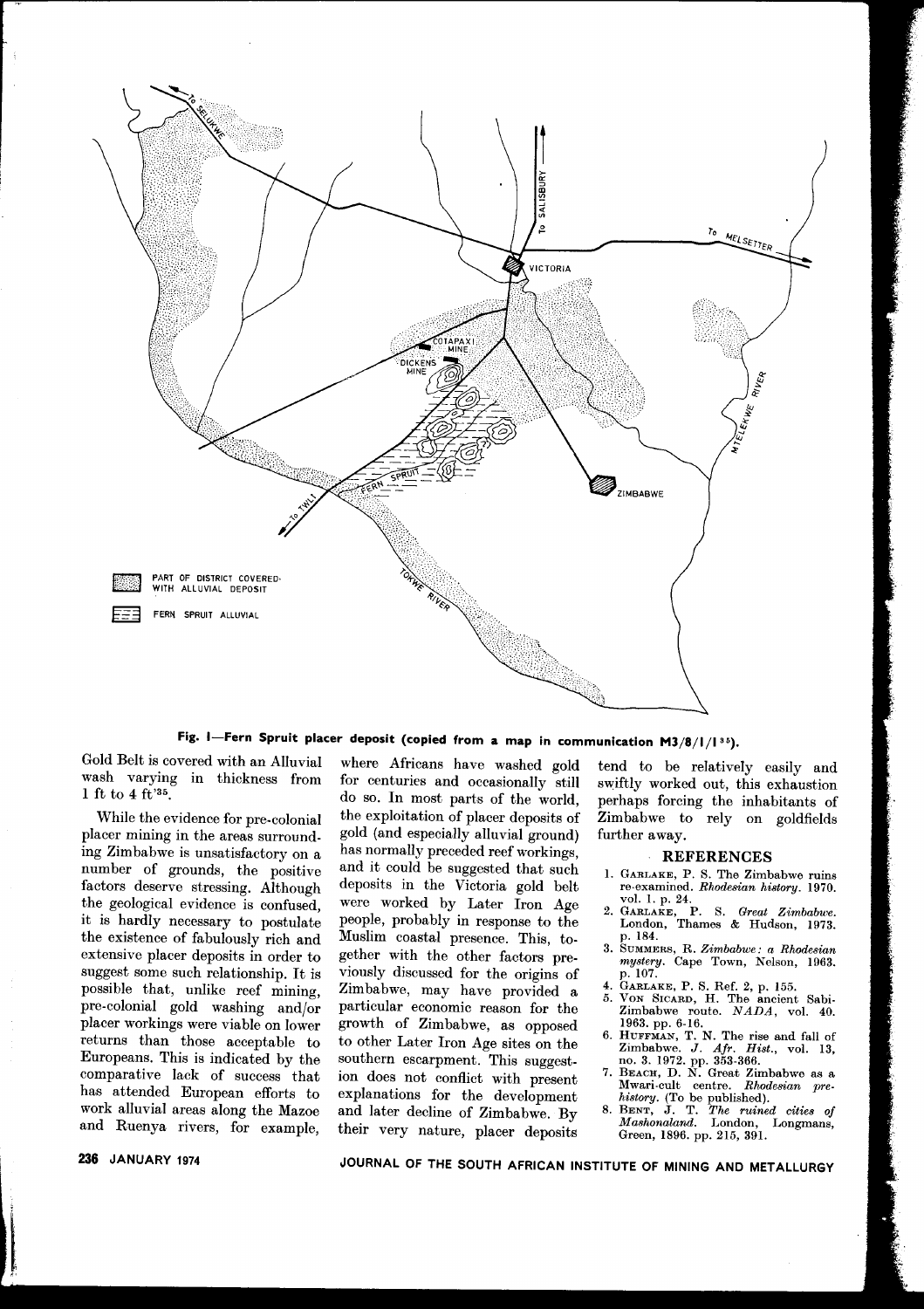Fig. 1—Fern Spruit placer deposit (copied from a map in communication M3/8/1/1[35]).

Gold Belt is covered with an Alluvial wash varying in thickness from 1 ft to 4 ft'[35].

While the evidence for pre-colonial placer mining in the areas surrounding Zimbabwe is unsatisfactory on a number of grounds, the positive factors deserve stressing. Although the geological evidence is confused, it is hardly necessary to postulate the existence of fabulously rich and extensive placer deposits in order to suggest some such relationship. It is possible that, unlike reef mining, pre-colonial gold washing and/or placer workings were viable on lower returns than those acceptable to Europeans. This is indicated by the comparative lack of success that has attended European efforts to work alluvial areas along the Mazoe and Ruenya rivers, for example, where Africans have washed gold for centuries and occasionally still do so. In most parts of the world, the exploitation of placer deposits of gold (and especially alluvial ground) has normally preceded reef workings, and it could be suggested that such deposits in the Victoria gold belt were worked by Later Iron Age people, probably in response to the Muslim coastal presence. This, together with the other factors previously discussed for the origins of Zimbabwe, may have provided a particular economic reason for the growth of Zimbabwe, as opposed to other Later Iron Age sites on the southern escarpment. This suggestion does not conflict with present explanations for the development and later decline of Zimbabwe. By their very nature, placer deposits tend to be relatively easily and swiftly worked out, this exhaustion perhaps forcing the inhabitants of Zimbabwe to rely on goldfields further away.

## REFERENCES

1. Garlake, P. S. The Zimbabwe ruins re-examined. *Rhodesian history*. 1970. vol. 1. p. 24.
2. Garlake, P. S. *Great Zimbabwe*. London, Thames & Hudson, 1973. p. 184.
3. Summers, R. *Zimbabwe: a Rhodesian mystery*. Cape Town, Nelson, 1963. p. 107.
4. Garlake, P. S. Ref. 2, p. 155.
5. Von Sicard, H. The ancient Sabi-Zimbabwe route. *NADA*, vol. 40. 1963. pp. 6-16.
6. Huffman, T. N. The rise and fall of Zimbabwe. *J. Afr. Hist.*, vol. 13, no. 3. 1972. pp. 353-366.
7. Beach, D. N. Great Zimbabwe as a Mwari-cult centre. *Rhodesian prehistory*. (To be published).
8. Bent, J. T. *The ruined cities of Mashonaland*. London, Longmans, Green, 1896. pp. 215, 391.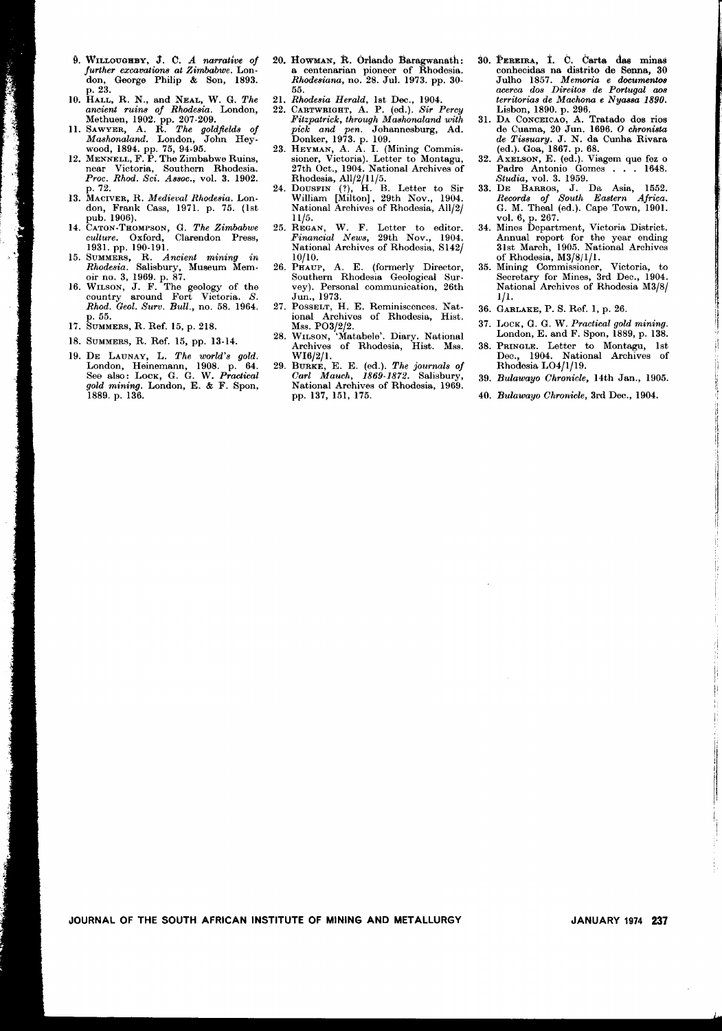9. WILLOUGHBY, J. C. *A narrative of further excavations at Zimbabwe*. London, George Philip & Son, 1893. p. 23.
10. HALL, R. N., and NEAL, W. G. *The ancient ruins of Rhodesia*. London, Methuen, 1902. pp. 207-209.
11. SAWYER, A. R. *The goldfields of Mashonaland*. London, John Heywood, 1894. pp. 75, 94-95.
12. MENNELL, F. P. The Zimbabwe Ruins, near Victoria, Southern Rhodesia. *Proc. Rhod. Sci. Assoc.*, vol. 3. 1902. p. 72.
13. MACIVER, R. *Medieval Rhodesia*. London, Frank Cass, 1971. p. 75. (1st pub. 1906).
14. CATON-THOMPSON, G. *The Zimbabwe culture*. Oxford, Clarendon Press, 1931. pp. 190-191.
15. SUMMERS, R. *Ancient mining in Rhodesia*. Salisbury, Museum Memoir no. 3, 1969. p. 87.
16. WILSON, J. F. The geology of the country around Fort Victoria. *S. Rhod. Geol. Surv. Bull.*, no. 58. 1964. p. 55.
17. SUMMERS, R. Ref. 15, p. 218.
18. SUMMERS, R. Ref. 15, pp. 13-14.
19. DE LAUNAY, L. *The world's gold*. London, Heinemann, 1908. p. 64. See also: LOCK, G. G. W. *Practical gold mining*. London, E. & F. Spon, 1889. p. 136.
20. HOWMAN, R. Orlando Baragwanath: a centenarian pioneer of Rhodesia. *Rhodesiana*, no. 28. Jul. 1973. pp. 30-55.
21. *Rhodesia Herald*, 1st Dec., 1904.
22. CARTWRIGHT, A. P. (ed.). *Sir Percy Fitzpatrick, through Mashonaland with pick and pen*. Johannesburg, Ad. Donker, 1973. p. 109.
23. HEYMAN, A. A. I. (Mining Commissioner, Victoria). Letter to Montagu, 27th Oct., 1904. National Archives of Rhodesia, All/2/11/5.
24. DOUSPIN (?), H. B. Letter to Sir William [Milton], 29th Nov., 1904. National Archives of Rhodesia, All/2/11/5.
25. REGAN, W. F. Letter to editor. *Financial News*, 29th Nov., 1904. National Archives of Rhodesia, S142/10/10.
26. PHAUP, A. E. (formerly Director, Southern Rhodesia Geological Survey). Personal communication, 26th Jun., 1973.
27. POSSELT, H. E. Reminiscences. National Archives of Rhodesia, Hist. Mss. PO3/2/2.
28. WILSON, 'Matabele'. Diary. National Archives of Rhodesia, Hist. Mss. WI6/2/1.
29. BURKE, E. E. (ed.). *The journals of Carl Mauch, 1869-1872*. Salisbury, National Archives of Rhodesia, 1969. pp. 137, 151, 175.
30. PEREIRA, I. C. Carta das minas conhecidas na distrito de Senna, 30 Julho 1857. *Memoria e documentos acerca dos Direitos de Portugal aos territorias de Machona e Nyassa 1890*. Lisbon, 1890. p. 296.
31. DA CONCEICAO, A. Tratado dos rios de Cuama, 20 Jun. 1696. *O chronista de Tissuary*. J. N. da Cunha Rivara (ed.). Goa, 1867. p. 68.
32. AXELSON, E. (ed.). Viagem que fez o Padre Antonio Gomes . . . 1648. *Studia*, vol. 3. 1959.
33. DE BARROS, J. Da Asia, 1552. *Records of South Eastern Africa*. G. M. Theal (ed.). Cape Town, 1901. vol. 6, p. 267.
34. Mines Department, Victoria District. Annual report for the year ending 31st March, 1905. National Archives of Rhodesia, M3/8/1/1.
35. Mining Commissioner, Victoria, to Secretary for Mines, 3rd Dec., 1904. National Archives of Rhodesia M3/8/1/1.
36. GARLAKE, P. S. Ref. 1, p. 26.
37. LOCK, G. G. W. *Practical gold mining*. London, E. and F. Spon, 1889, p. 138.
38. PRINGLE. Letter to Montagu, 1st Dec., 1904. National Archives of Rhodesia LO4/1/19.
39. *Bulawayo Chronicle*, 14th Jan., 1905.
40. *Bulawayo Chronicle*, 3rd Dec., 1904.